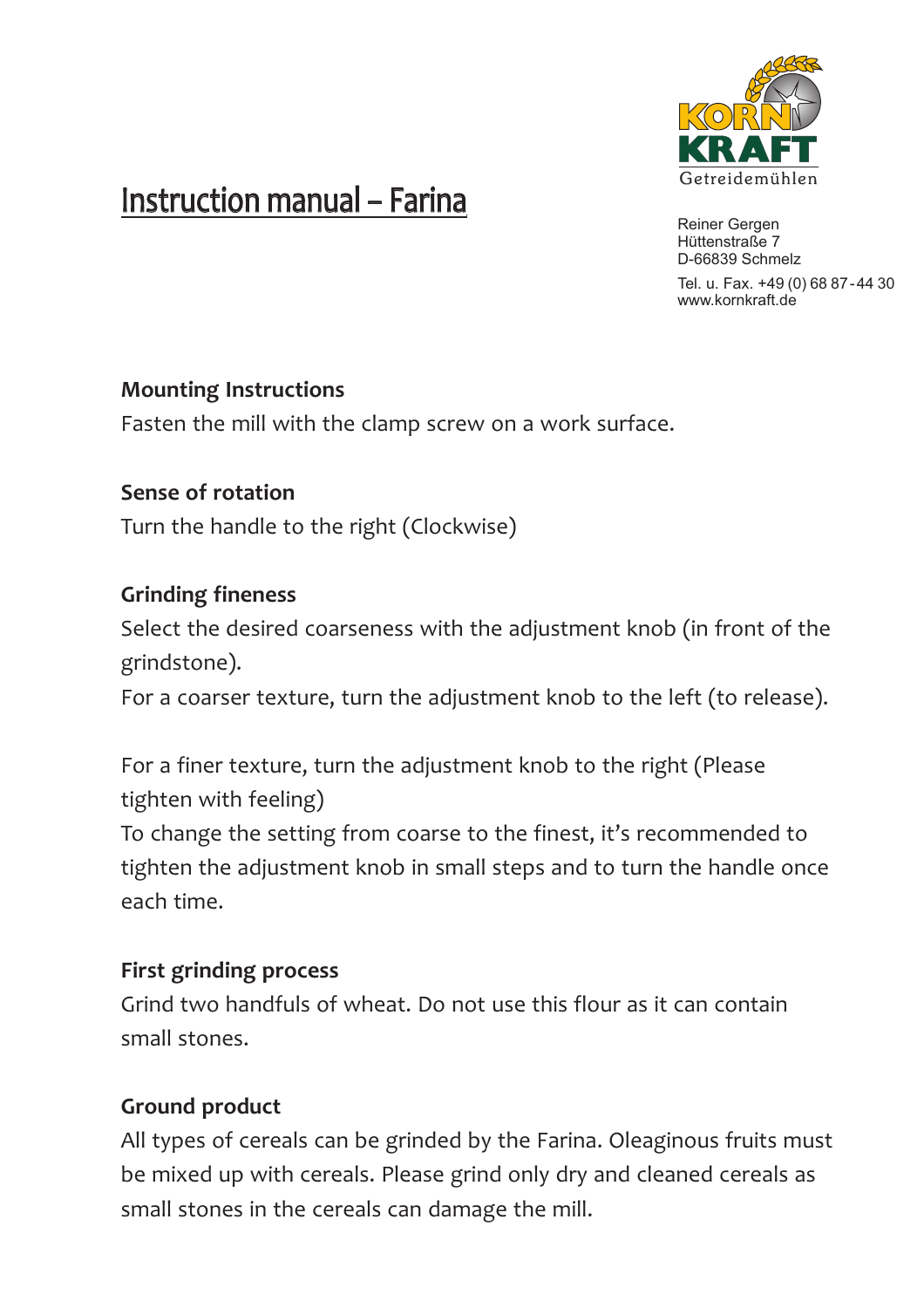KORN KRAFT
Getreidemühlen

Reiner Gergen
Hüttenstraße 7
D-66839 Schmelz

Tel. u. Fax. +49 (0) 68 87-44 30
www.kornkraft.de

# Instruction manual – Farina

**Mounting Instructions**

Fasten the mill with the clamp screw on a work surface.

**Sense of rotation**

Turn the handle to the right (Clockwise)

**Grinding fineness**

Select the desired coarseness with the adjustment knob (in front of the grindstone).

For a coarser texture, turn the adjustment knob to the left (to release).

For a finer texture, turn the adjustment knob to the right (Please tighten with feeling)

To change the setting from coarse to the finest, it's recommended to tighten the adjustment knob in small steps and to turn the handle once each time.

**First grinding process**

Grind two handfuls of wheat. Do not use this flour as it can contain small stones.

**Ground product**

All types of cereals can be grinded by the Farina. Oleaginous fruits must be mixed up with cereals. Please grind only dry and cleaned cereals as small stones in the cereals can damage the mill.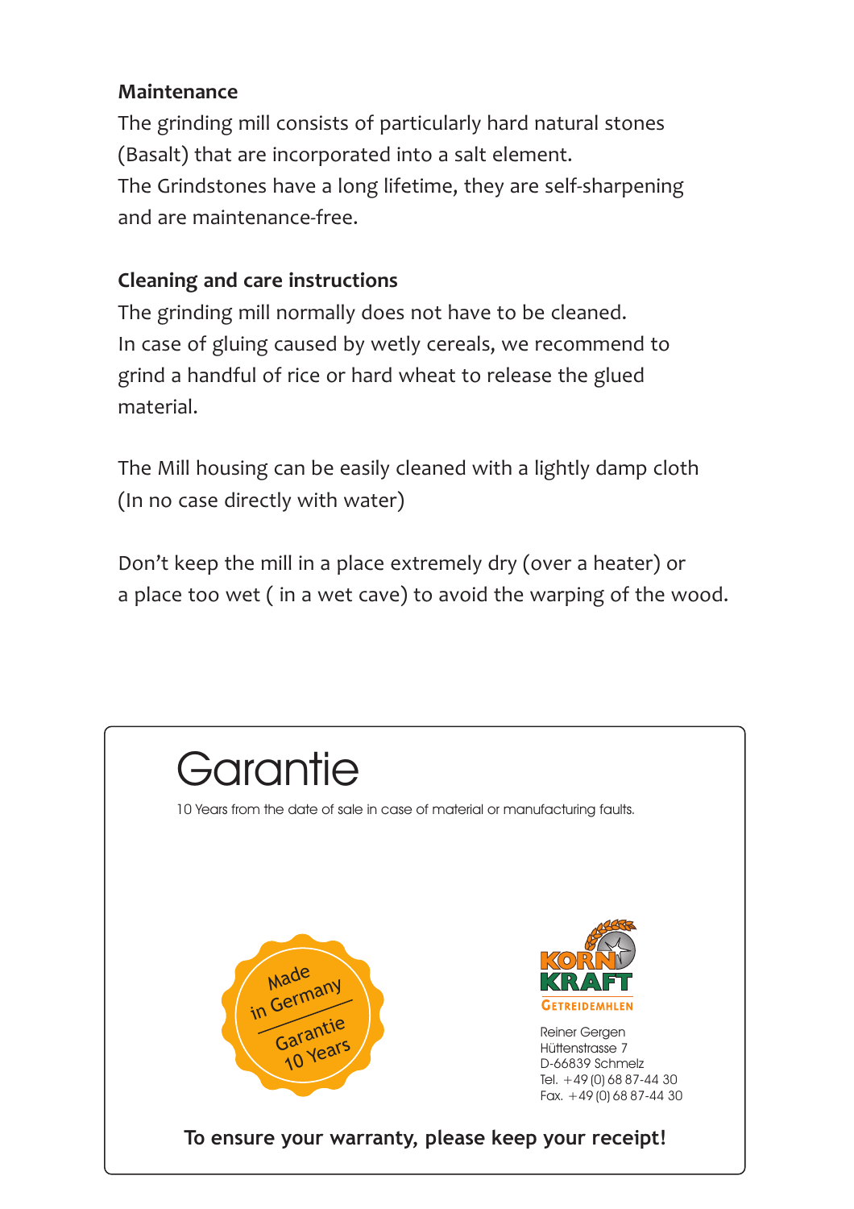**Maintenance**

The grinding mill consists of particularly hard natural stones (Basalt) that are incorporated into a salt element.
The Grindstones have a long lifetime, they are self-sharpening and are maintenance-free.

**Cleaning and care instructions**

The grinding mill normally does not have to be cleaned.
In case of gluing caused by wetly cereals, we recommend to grind a handful of rice or hard wheat to release the glued material.

The Mill housing can be easily cleaned with a lightly damp cloth (In no case directly with water)

Don't keep the mill in a place extremely dry (over a heater) or a place too wet ( in a wet cave) to avoid the warping of the wood.

# Garantie

10 Years from the date of sale in case of material or manufacturing faults.

Made in Germany
Garantie 10 Years

KORN KRAFT
GETREIDEMHLEN

Reiner Gergen
Hüttenstrasse 7
D-66839 Schmelz
Tel. +49 (0) 68 87-44 30
Fax. +49 (0) 68 87-44 30

**To ensure your warranty, please keep your receipt!**